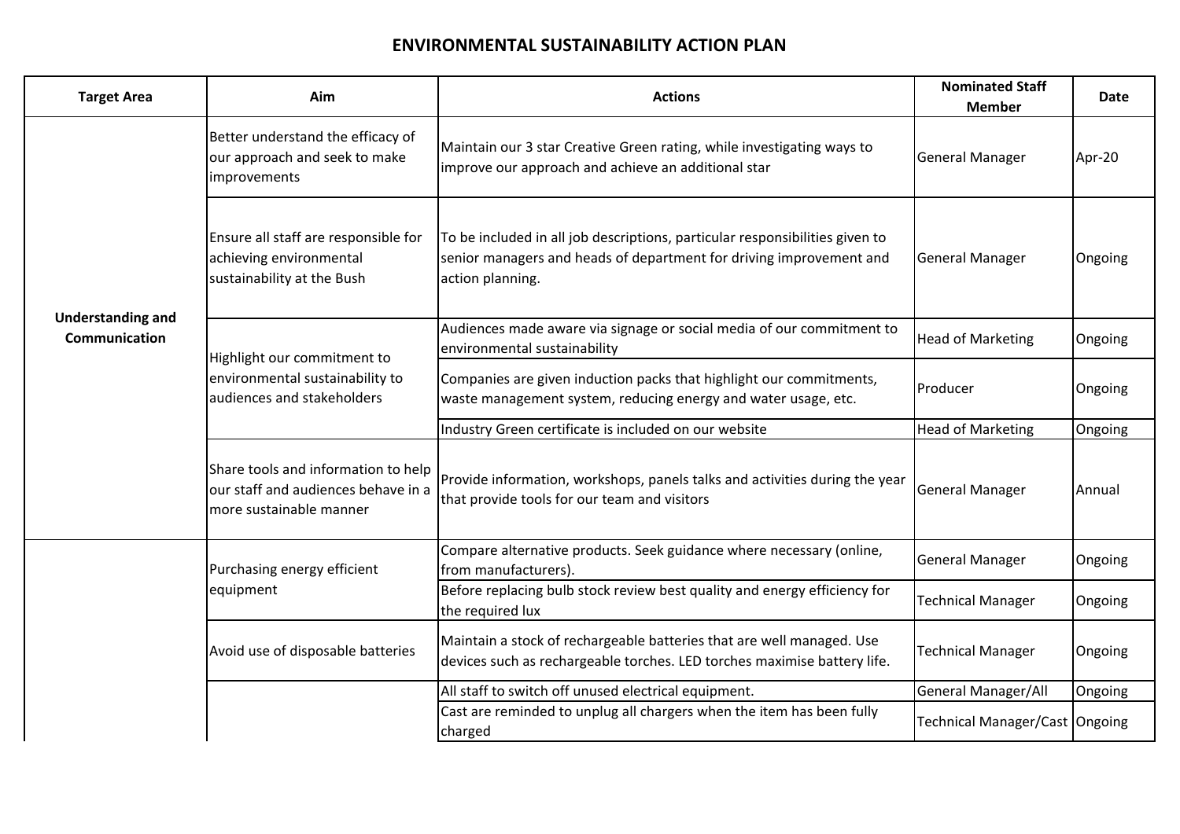# ENVIRONMENTAL SUSTAINABILITY ACTION PLAN

| Target Area | Aim | Actions | Nominated Staff Member | Date |
|---|---|---|---|---|
| Understanding and Communication | Better understand the efficacy of our approach and seek to make improvements | Maintain our 3 star Creative Green rating, while investigating ways to improve our approach and achieve an additional star | General Manager | Apr-20 |
| | Ensure all staff are responsible for achieving environmental sustainability at the Bush | To be included in all job descriptions, particular responsibilities given to senior managers and heads of department for driving improvement and action planning. | General Manager | Ongoing |
| | Highlight our commitment to environmental sustainability to audiences and stakeholders | Audiences made aware via signage or social media of our commitment to environmental sustainability | Head of Marketing | Ongoing |
| | | Companies are given induction packs that highlight our commitments, waste management system, reducing energy and water usage, etc. | Producer | Ongoing |
| | | Industry Green certificate is included on our website | Head of Marketing | Ongoing |
| | Share tools and information to help our staff and audiences behave in a more sustainable manner | Provide information, workshops, panels talks and activities during the year that provide tools for our team and visitors | General Manager | Annual |
| | Purchasing energy efficient equipment | Compare alternative products. Seek guidance where necessary (online, from manufacturers). | General Manager | Ongoing |
| | | Before replacing bulb stock review best quality and energy efficiency for the required lux | Technical Manager | Ongoing |
| | Avoid use of disposable batteries | Maintain a stock of rechargeable batteries that are well managed. Use devices such as rechargeable torches. LED torches maximise battery life. | Technical Manager | Ongoing |
| | | All staff to switch off unused electrical equipment. | General Manager/All | Ongoing |
| | | Cast are reminded to unplug all chargers when the item has been fully charged | Technical Manager/Cast | Ongoing |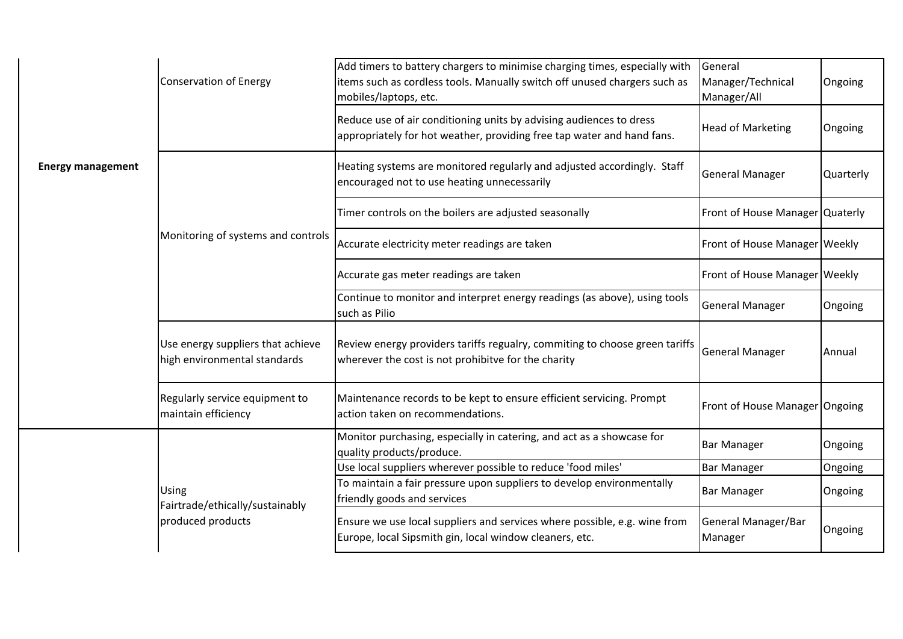| | | | | |
|---|---|---|---|---|
| **Energy management** | Conservation of Energy | Add timers to battery chargers to minimise charging times, especially with items such as cordless tools. Manually switch off unused chargers such as mobiles/laptops, etc. | General Manager/Technical Manager/All | Ongoing |
| | | Reduce use of air conditioning units by advising audiences to dress appropriately for hot weather, providing free tap water and hand fans. | Head of Marketing | Ongoing |
| | Monitoring of systems and controls | Heating systems are monitored regularly and adjusted accordingly. Staff encouraged not to use heating unnecessarily | General Manager | Quarterly |
| | | Timer controls on the boilers are adjusted seasonally | Front of House Manager | Quaterly |
| | | Accurate electricity meter readings are taken | Front of House Manager | Weekly |
| | | Accurate gas meter readings are taken | Front of House Manager | Weekly |
| | | Continue to monitor and interpret energy readings (as above), using tools such as Pilio | General Manager | Ongoing |
| | Use energy suppliers that achieve high environmental standards | Review energy providers tariffs regualry, commiting to choose green tariffs wherever the cost is not prohibitve for the charity | General Manager | Annual |
| | Regularly service equipment to maintain efficiency | Maintenance records to be kept to ensure efficient servicing. Prompt action taken on recommendations. | Front of House Manager | Ongoing |
| | Using Fairtrade/ethically/sustainably produced products | Monitor purchasing, especially in catering, and act as a showcase for quality products/produce. | Bar Manager | Ongoing |
| | | Use local suppliers wherever possible to reduce 'food miles' | Bar Manager | Ongoing |
| | | To maintain a fair pressure upon suppliers to develop environmentally friendly goods and services | Bar Manager | Ongoing |
| | | Ensure we use local suppliers and services where possible, e.g. wine from Europe, local Sipsmith gin, local window cleaners, etc. | General Manager/Bar Manager | Ongoing |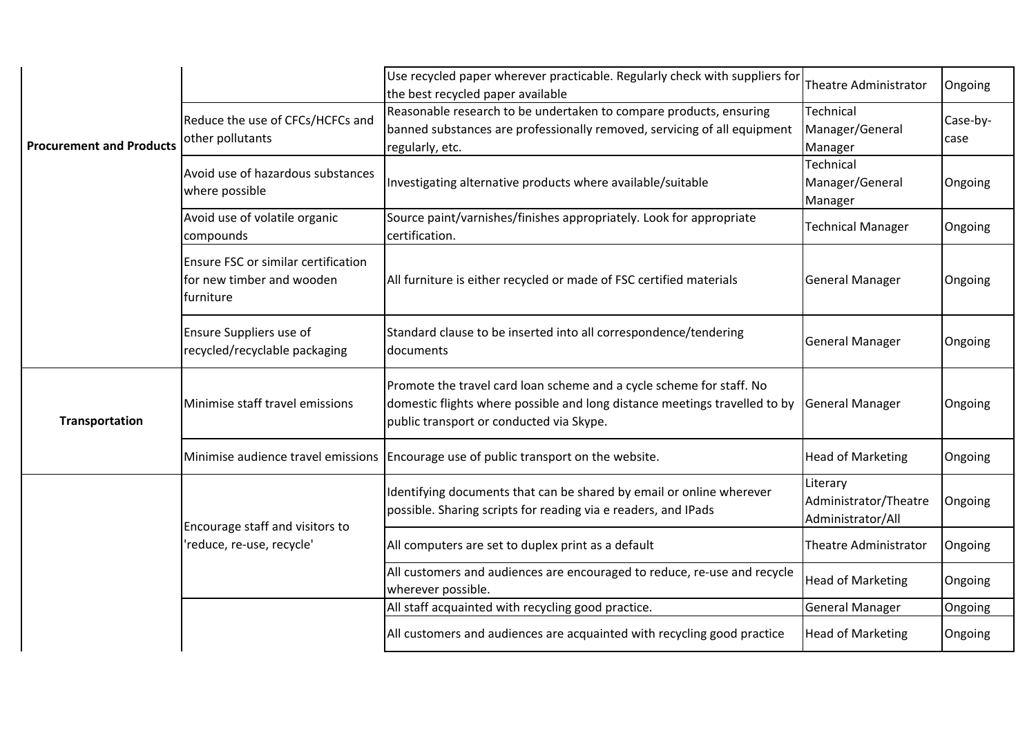| | | | | |
|---|---|---|---|---|
| **Procurement and Products** | | Use recycled paper wherever practicable. Regularly check with suppliers for the best recycled paper available | Theatre Administrator | Ongoing |
| | Reduce the use of CFCs/HCFCs and other pollutants | Reasonable research to be undertaken to compare products, ensuring banned substances are professionally removed, servicing of all equipment regularly, etc. | Technical Manager/General Manager | Case-by-case |
| | Avoid use of hazardous substances where possible | Investigating alternative products where available/suitable | Technical Manager/General Manager | Ongoing |
| | Avoid use of volatile organic compounds | Source paint/varnishes/finishes appropriately. Look for appropriate certification. | Technical Manager | Ongoing |
| | Ensure FSC or similar certification for new timber and wooden furniture | All furniture is either recycled or made of FSC certified materials | General Manager | Ongoing |
| | Ensure Suppliers use of recycled/recyclable packaging | Standard clause to be inserted into all correspondence/tendering documents | General Manager | Ongoing |
| **Transportation** | Minimise staff travel emissions | Promote the travel card loan scheme and a cycle scheme for staff. No domestic flights where possible and long distance meetings travelled to by public transport or conducted via Skype. | General Manager | Ongoing |
| | Minimise audience travel emissions | Encourage use of public transport on the website. | Head of Marketing | Ongoing |
| | Encourage staff and visitors to 'reduce, re-use, recycle' | Identifying documents that can be shared by email or online wherever possible. Sharing scripts for reading via e readers, and IPads | Literary Administrator/Theatre Administrator/All | Ongoing |
| | | All computers are set to duplex print as a default | Theatre Administrator | Ongoing |
| | | All customers and audiences are encouraged to reduce, re-use and recycle wherever possible. | Head of Marketing | Ongoing |
| | | All staff acquainted with recycling good practice. | General Manager | Ongoing |
| | | All customers and audiences are acquainted with recycling good practice | Head of Marketing | Ongoing |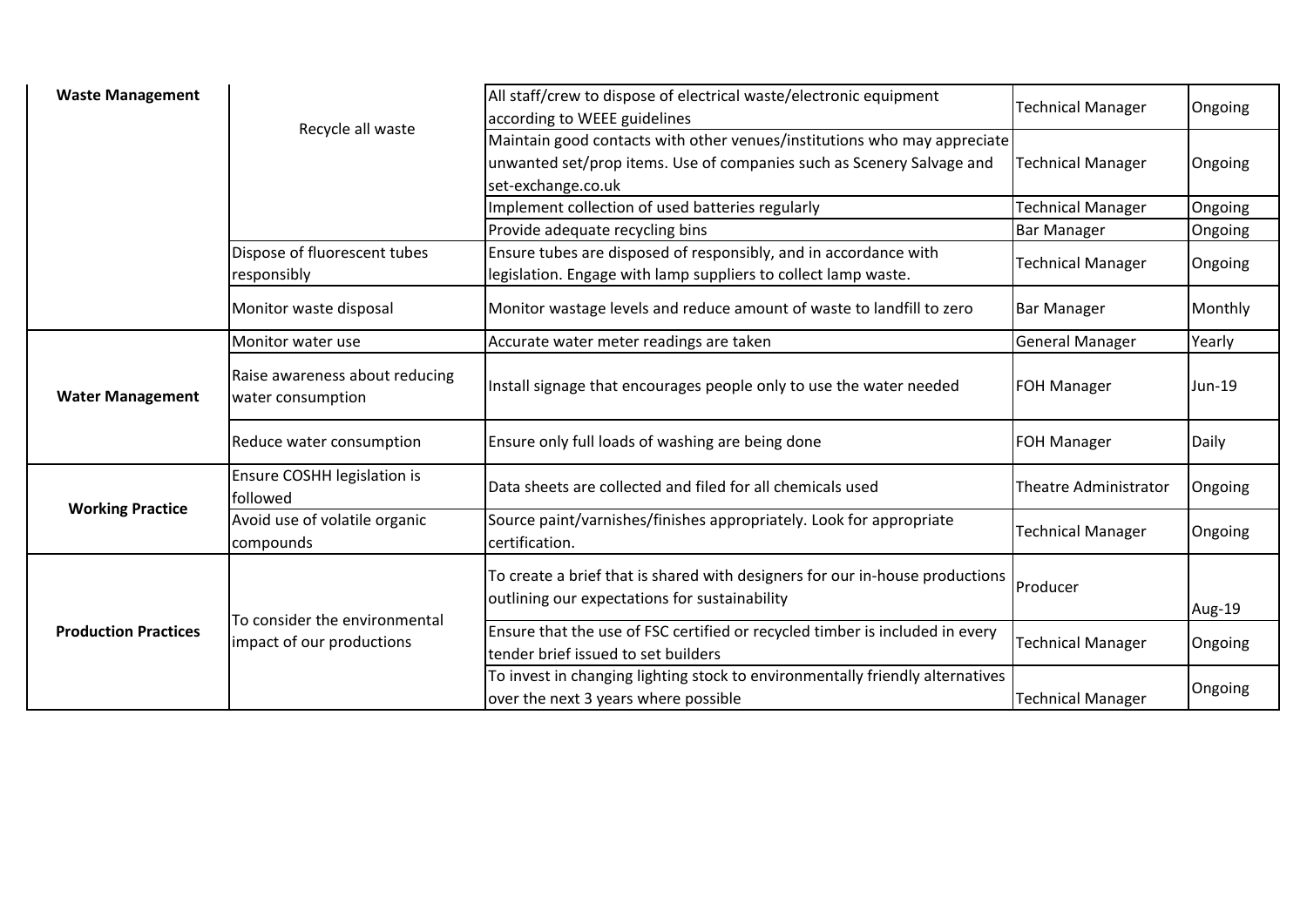| | | | | |
|---|---|---|---|---|
| **Waste Management** | Recycle all waste | All staff/crew to dispose of electrical waste/electronic equipment according to WEEE guidelines | Technical Manager | Ongoing |
| | | Maintain good contacts with other venues/institutions who may appreciate unwanted set/prop items. Use of companies such as Scenery Salvage and set-exchange.co.uk | Technical Manager | Ongoing |
| | | Implement collection of used batteries regularly | Technical Manager | Ongoing |
| | | Provide adequate recycling bins | Bar Manager | Ongoing |
| | Dispose of fluorescent tubes responsibly | Ensure tubes are disposed of responsibly, and in accordance with legislation. Engage with lamp suppliers to collect lamp waste. | Technical Manager | Ongoing |
| | Monitor waste disposal | Monitor wastage levels and reduce amount of waste to landfill to zero | Bar Manager | Monthly |
| **Water Management** | Monitor water use | Accurate water meter readings are taken | General Manager | Yearly |
| | Raise awareness about reducing water consumption | Install signage that encourages people only to use the water needed | FOH Manager | Jun-19 |
| | Reduce water consumption | Ensure only full loads of washing are being done | FOH Manager | Daily |
| **Working Practice** | Ensure COSHH legislation is followed | Data sheets are collected and filed for all chemicals used | Theatre Administrator | Ongoing |
| | Avoid use of volatile organic compounds | Source paint/varnishes/finishes appropriately. Look for appropriate certification. | Technical Manager | Ongoing |
| **Production Practices** | To consider the environmental impact of our productions | To create a brief that is shared with designers for our in-house productions outlining our expectations for sustainability | Producer | Aug-19 |
| | | Ensure that the use of FSC certified or recycled timber is included in every tender brief issued to set builders | Technical Manager | Ongoing |
| | | To invest in changing lighting stock to environmentally friendly alternatives over the next 3 years where possible | Technical Manager | Ongoing |